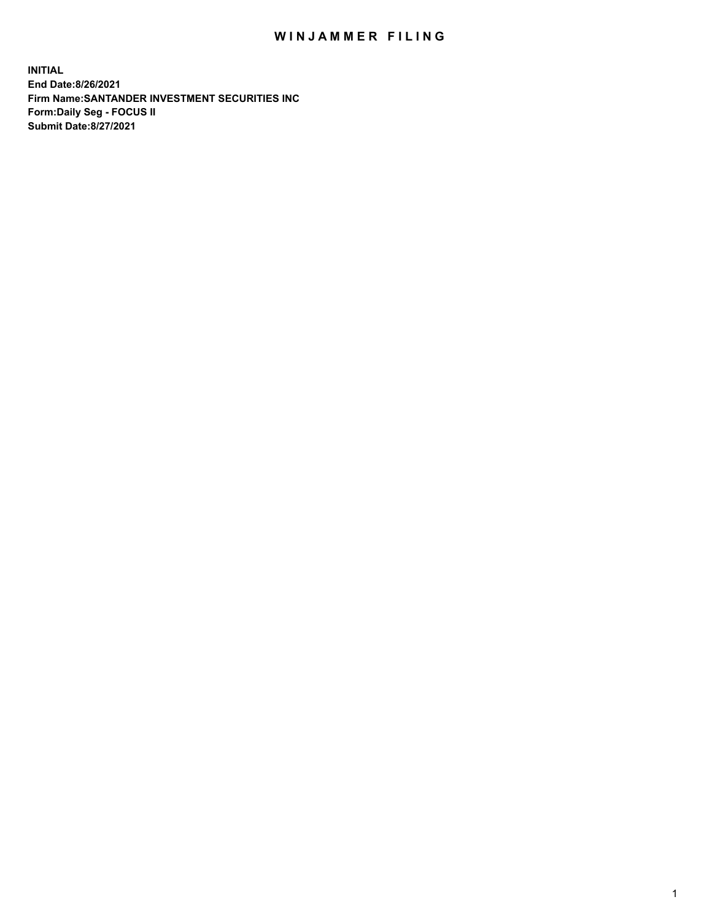# WINJAMMER FILING

**INITIAL**
**End Date:8/26/2021**
**Firm Name:SANTANDER INVESTMENT SECURITIES INC**
**Form:Daily Seg - FOCUS II**
**Submit Date:8/27/2021**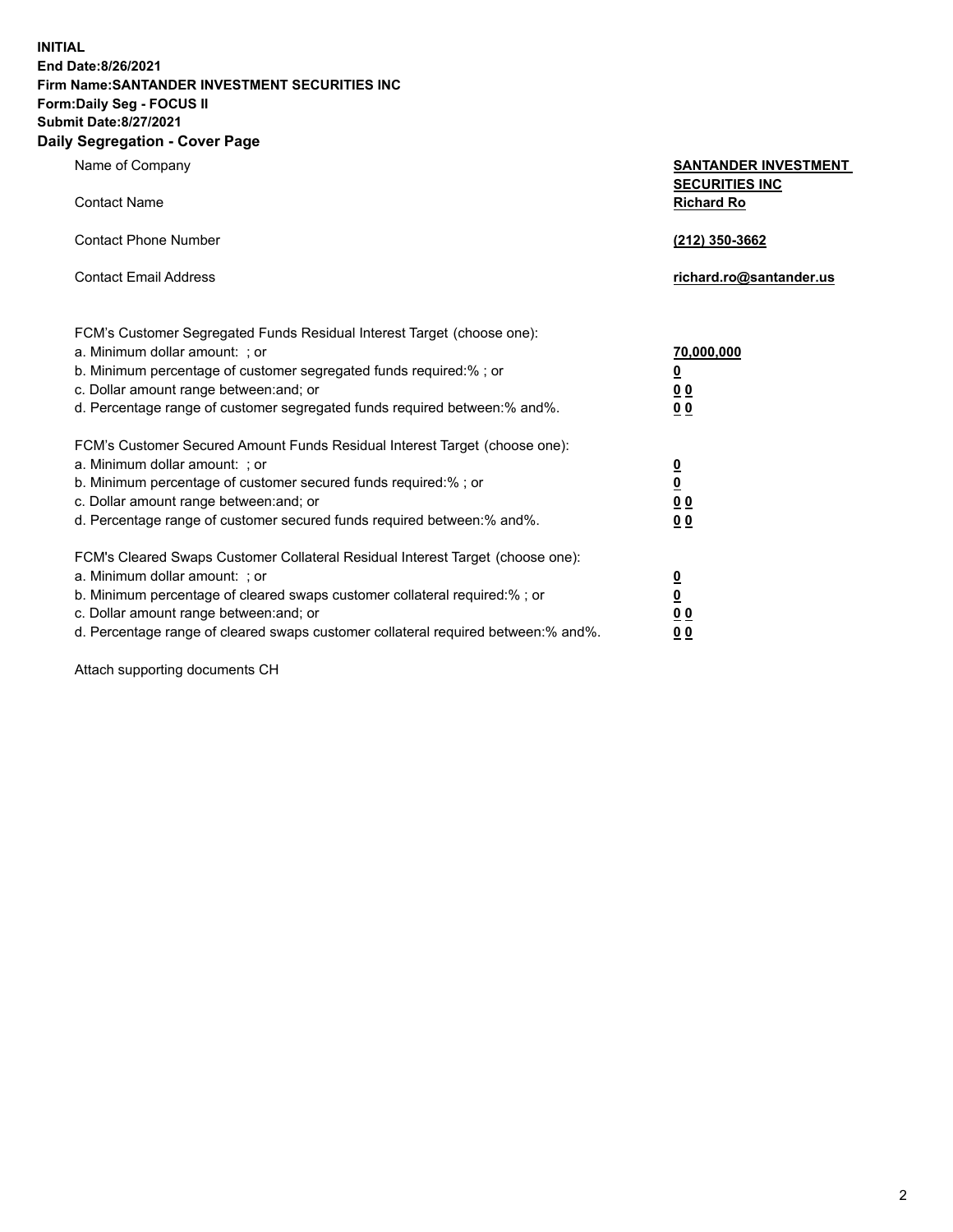**INITIAL**
**End Date:8/26/2021**
**Firm Name:SANTANDER INVESTMENT SECURITIES INC**
**Form:Daily Seg - FOCUS II**
**Submit Date:8/27/2021**

## Daily Segregation - Cover Page

| | |
|---|---|
| Name of Company | **SANTANDER INVESTMENT SECURITIES INC** |
| Contact Name | **Richard Ro** |
| Contact Phone Number | **(212) 350-3662** |
| Contact Email Address | **richard.ro@santander.us** |

| | |
|---|---|
| FCM's Customer Segregated Funds Residual Interest Target (choose one): | |
| a. Minimum dollar amount: ; or | **70,000,000** |
| b. Minimum percentage of customer segregated funds required:% ; or | **0** |
| c. Dollar amount range between:and; or | **0 0** |
| d. Percentage range of customer segregated funds required between:% and%. | **0 0** |

| | |
|---|---|
| FCM's Customer Secured Amount Funds Residual Interest Target (choose one): | |
| a. Minimum dollar amount: ; or | **0** |
| b. Minimum percentage of customer secured funds required:% ; or | **0** |
| c. Dollar amount range between:and; or | **0 0** |
| d. Percentage range of customer secured funds required between:% and%. | **0 0** |

| | |
|---|---|
| FCM's Cleared Swaps Customer Collateral Residual Interest Target (choose one): | |
| a. Minimum dollar amount: ; or | **0** |
| b. Minimum percentage of cleared swaps customer collateral required:% ; or | **0** |
| c. Dollar amount range between:and; or | **0 0** |
| d. Percentage range of cleared swaps customer collateral required between:% and%. | **0 0** |

Attach supporting documents CH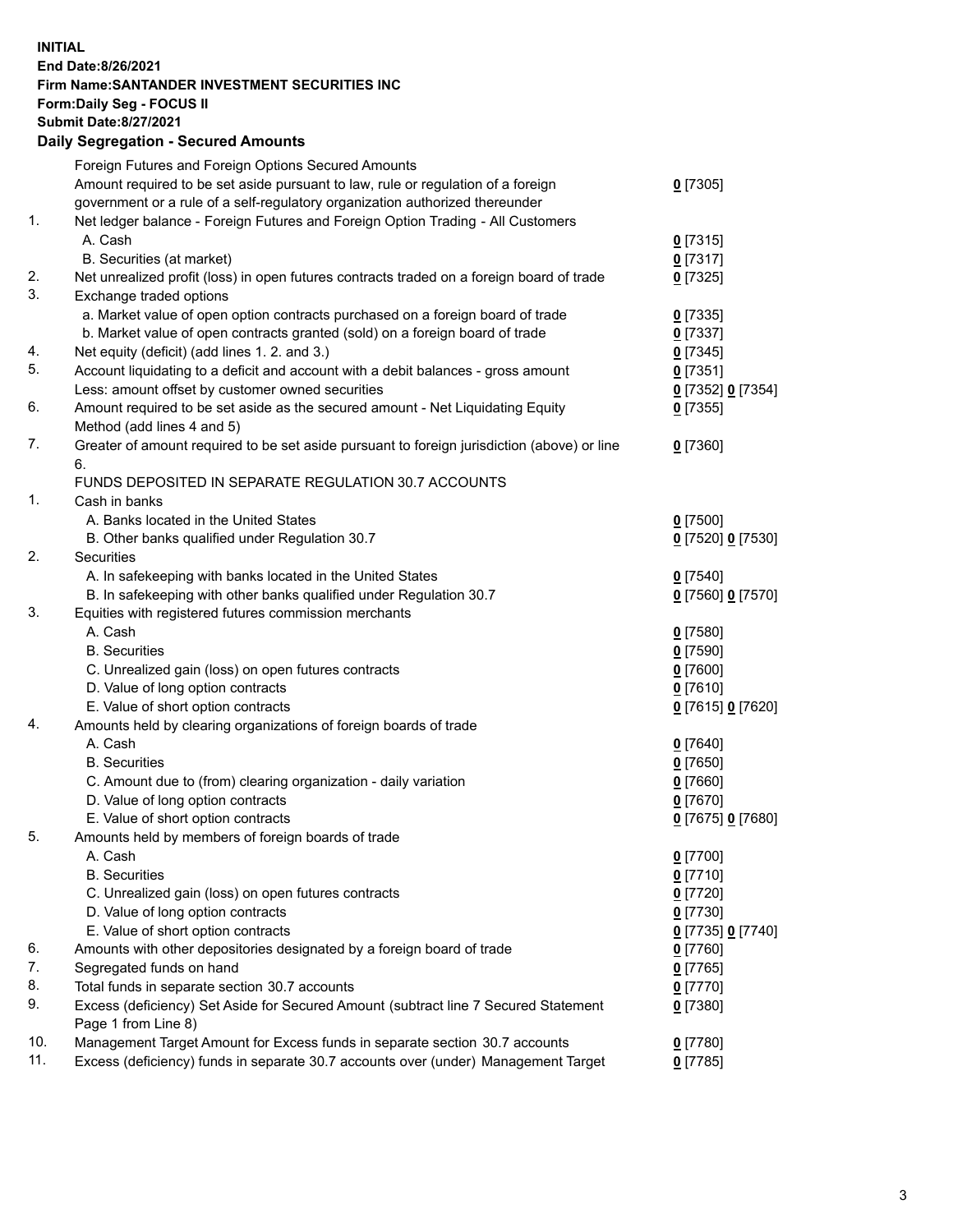**INITIAL**
**End Date:8/26/2021**
**Firm Name:SANTANDER INVESTMENT SECURITIES INC**
**Form:Daily Seg - FOCUS II**
**Submit Date:8/27/2021**

## Daily Segregation - Secured Amounts

| | | |
|---|---|---|
| | Foreign Futures and Foreign Options Secured Amounts | |
| | Amount required to be set aside pursuant to law, rule or regulation of a foreign government or a rule of a self-regulatory organization authorized thereunder | 0 [7305] |
| 1. | Net ledger balance - Foreign Futures and Foreign Option Trading - All Customers | |
| | A. Cash | 0 [7315] |
| | B. Securities (at market) | 0 [7317] |
| 2. | Net unrealized profit (loss) in open futures contracts traded on a foreign board of trade | 0 [7325] |
| 3. | Exchange traded options | |
| | a. Market value of open option contracts purchased on a foreign board of trade | 0 [7335] |
| | b. Market value of open contracts granted (sold) on a foreign board of trade | 0 [7337] |
| 4. | Net equity (deficit) (add lines 1. 2. and 3.) | 0 [7345] |
| 5. | Account liquidating to a deficit and account with a debit balances - gross amount | 0 [7351] |
| | Less: amount offset by customer owned securities | 0 [7352] 0 [7354] |
| 6. | Amount required to be set aside as the secured amount - Net Liquidating Equity Method (add lines 4 and 5) | 0 [7355] |
| 7. | Greater of amount required to be set aside pursuant to foreign jurisdiction (above) or line 6. | 0 [7360] |
| | FUNDS DEPOSITED IN SEPARATE REGULATION 30.7 ACCOUNTS | |
| 1. | Cash in banks | |
| | A. Banks located in the United States | 0 [7500] |
| | B. Other banks qualified under Regulation 30.7 | 0 [7520] 0 [7530] |
| 2. | Securities | |
| | A. In safekeeping with banks located in the United States | 0 [7540] |
| | B. In safekeeping with other banks qualified under Regulation 30.7 | 0 [7560] 0 [7570] |
| 3. | Equities with registered futures commission merchants | |
| | A. Cash | 0 [7580] |
| | B. Securities | 0 [7590] |
| | C. Unrealized gain (loss) on open futures contracts | 0 [7600] |
| | D. Value of long option contracts | 0 [7610] |
| | E. Value of short option contracts | 0 [7615] 0 [7620] |
| 4. | Amounts held by clearing organizations of foreign boards of trade | |
| | A. Cash | 0 [7640] |
| | B. Securities | 0 [7650] |
| | C. Amount due to (from) clearing organization - daily variation | 0 [7660] |
| | D. Value of long option contracts | 0 [7670] |
| | E. Value of short option contracts | 0 [7675] 0 [7680] |
| 5. | Amounts held by members of foreign boards of trade | |
| | A. Cash | 0 [7700] |
| | B. Securities | 0 [7710] |
| | C. Unrealized gain (loss) on open futures contracts | 0 [7720] |
| | D. Value of long option contracts | 0 [7730] |
| | E. Value of short option contracts | 0 [7735] 0 [7740] |
| 6. | Amounts with other depositories designated by a foreign board of trade | 0 [7760] |
| 7. | Segregated funds on hand | 0 [7765] |
| 8. | Total funds in separate section 30.7 accounts | 0 [7770] |
| 9. | Excess (deficiency) Set Aside for Secured Amount (subtract line 7 Secured Statement Page 1 from Line 8) | 0 [7380] |
| 10. | Management Target Amount for Excess funds in separate section 30.7 accounts | 0 [7780] |
| 11. | Excess (deficiency) funds in separate 30.7 accounts over (under) Management Target | 0 [7785] |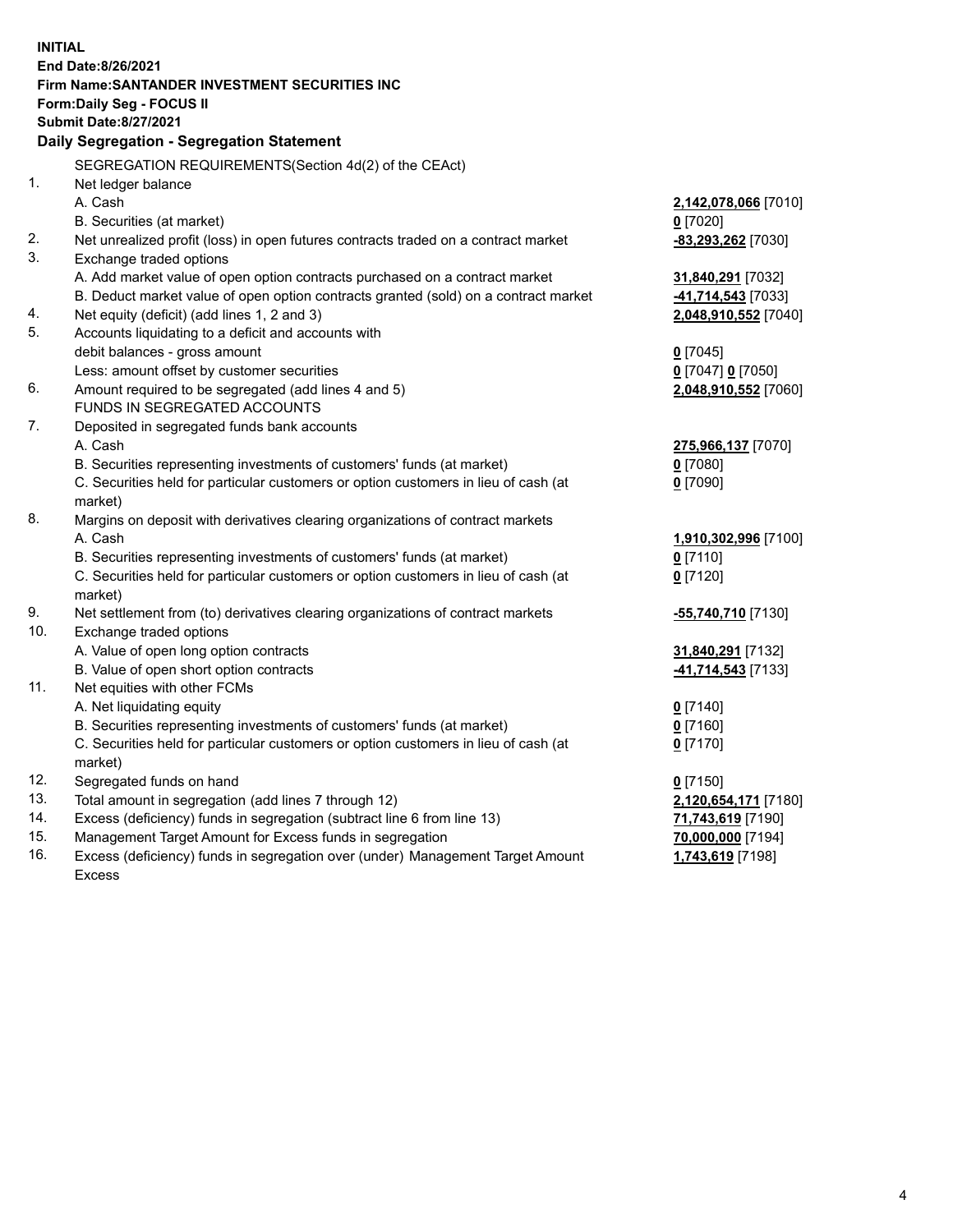**INITIAL**
**End Date:8/26/2021**
**Firm Name:SANTANDER INVESTMENT SECURITIES INC**
**Form:Daily Seg - FOCUS II**
**Submit Date:8/27/2021**

## Daily Segregation - Segregation Statement

SEGREGATION REQUIREMENTS(Section 4d(2) of the CEAct)

| | | |
|---|---|---|
| 1. | Net ledger balance | |
| | A. Cash | **2,142,078,066** [7010] |
| | B. Securities (at market) | **0** [7020] |
| 2. | Net unrealized profit (loss) in open futures contracts traded on a contract market | **-83,293,262** [7030] |
| 3. | Exchange traded options | |
| | A. Add market value of open option contracts purchased on a contract market | **31,840,291** [7032] |
| | B. Deduct market value of open option contracts granted (sold) on a contract market | **-41,714,543** [7033] |
| 4. | Net equity (deficit) (add lines 1, 2 and 3) | **2,048,910,552** [7040] |
| 5. | Accounts liquidating to a deficit and accounts with debit balances - gross amount | **0** [7045] |
| | Less: amount offset by customer securities | **0** [7047] **0** [7050] |
| 6. | Amount required to be segregated (add lines 4 and 5) | **2,048,910,552** [7060] |
| | FUNDS IN SEGREGATED ACCOUNTS | |
| 7. | Deposited in segregated funds bank accounts | |
| | A. Cash | **275,966,137** [7070] |
| | B. Securities representing investments of customers' funds (at market) | **0** [7080] |
| | C. Securities held for particular customers or option customers in lieu of cash (at market) | **0** [7090] |
| 8. | Margins on deposit with derivatives clearing organizations of contract markets | |
| | A. Cash | **1,910,302,996** [7100] |
| | B. Securities representing investments of customers' funds (at market) | **0** [7110] |
| | C. Securities held for particular customers or option customers in lieu of cash (at market) | **0** [7120] |
| 9. | Net settlement from (to) derivatives clearing organizations of contract markets | **-55,740,710** [7130] |
| 10. | Exchange traded options | |
| | A. Value of open long option contracts | **31,840,291** [7132] |
| | B. Value of open short option contracts | **-41,714,543** [7133] |
| 11. | Net equities with other FCMs | |
| | A. Net liquidating equity | **0** [7140] |
| | B. Securities representing investments of customers' funds (at market) | **0** [7160] |
| | C. Securities held for particular customers or option customers in lieu of cash (at market) | **0** [7170] |
| 12. | Segregated funds on hand | **0** [7150] |
| 13. | Total amount in segregation (add lines 7 through 12) | **2,120,654,171** [7180] |
| 14. | Excess (deficiency) funds in segregation (subtract line 6 from line 13) | **71,743,619** [7190] |
| 15. | Management Target Amount for Excess funds in segregation | **70,000,000** [7194] |
| 16. | Excess (deficiency) funds in segregation over (under) Management Target Amount Excess | **1,743,619** [7198] |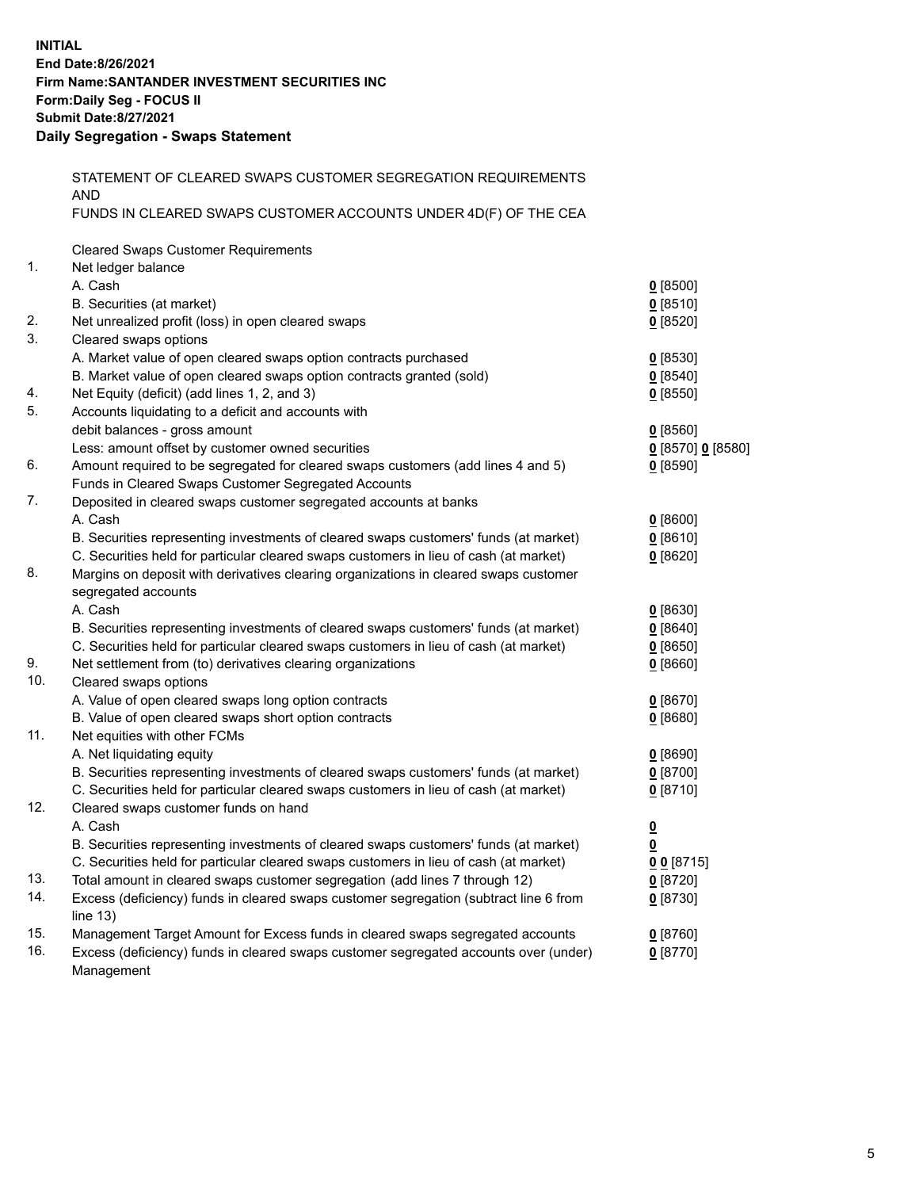**INITIAL**
**End Date:8/26/2021**
**Firm Name:SANTANDER INVESTMENT SECURITIES INC**
**Form:Daily Seg - FOCUS II**
**Submit Date:8/27/2021**
**Daily Segregation - Swaps Statement**

STATEMENT OF CLEARED SWAPS CUSTOMER SEGREGATION REQUIREMENTS AND FUNDS IN CLEARED SWAPS CUSTOMER ACCOUNTS UNDER 4D(F) OF THE CEA

| | | |
|---|---|---|
| | Cleared Swaps Customer Requirements | |
| 1. | Net ledger balance | |
| | A. Cash | 0 [8500] |
| | B. Securities (at market) | 0 [8510] |
| 2. | Net unrealized profit (loss) in open cleared swaps | 0 [8520] |
| 3. | Cleared swaps options | |
| | A. Market value of open cleared swaps option contracts purchased | 0 [8530] |
| | B. Market value of open cleared swaps option contracts granted (sold) | 0 [8540] |
| 4. | Net Equity (deficit) (add lines 1, 2, and 3) | 0 [8550] |
| 5. | Accounts liquidating to a deficit and accounts with debit balances - gross amount | 0 [8560] |
| | Less: amount offset by customer owned securities | 0 [8570] 0 [8580] |
| 6. | Amount required to be segregated for cleared swaps customers (add lines 4 and 5) | 0 [8590] |
| | Funds in Cleared Swaps Customer Segregated Accounts | |
| 7. | Deposited in cleared swaps customer segregated accounts at banks | |
| | A. Cash | 0 [8600] |
| | B. Securities representing investments of cleared swaps customers' funds (at market) | 0 [8610] |
| | C. Securities held for particular cleared swaps customers in lieu of cash (at market) | 0 [8620] |
| 8. | Margins on deposit with derivatives clearing organizations in cleared swaps customer segregated accounts | |
| | A. Cash | 0 [8630] |
| | B. Securities representing investments of cleared swaps customers' funds (at market) | 0 [8640] |
| | C. Securities held for particular cleared swaps customers in lieu of cash (at market) | 0 [8650] |
| 9. | Net settlement from (to) derivatives clearing organizations | 0 [8660] |
| 10. | Cleared swaps options | |
| | A. Value of open cleared swaps long option contracts | 0 [8670] |
| | B. Value of open cleared swaps short option contracts | 0 [8680] |
| 11. | Net equities with other FCMs | |
| | A. Net liquidating equity | 0 [8690] |
| | B. Securities representing investments of cleared swaps customers' funds (at market) | 0 [8700] |
| | C. Securities held for particular cleared swaps customers in lieu of cash (at market) | 0 [8710] |
| 12. | Cleared swaps customer funds on hand | |
| | A. Cash | 0 |
| | B. Securities representing investments of cleared swaps customers' funds (at market) | 0 |
| | C. Securities held for particular cleared swaps customers in lieu of cash (at market) | 0 0 [8715] |
| 13. | Total amount in cleared swaps customer segregation (add lines 7 through 12) | 0 [8720] |
| 14. | Excess (deficiency) funds in cleared swaps customer segregation (subtract line 6 from line 13) | 0 [8730] |
| 15. | Management Target Amount for Excess funds in cleared swaps segregated accounts | 0 [8760] |
| 16. | Excess (deficiency) funds in cleared swaps customer segregated accounts over (under) Management | 0 [8770] |